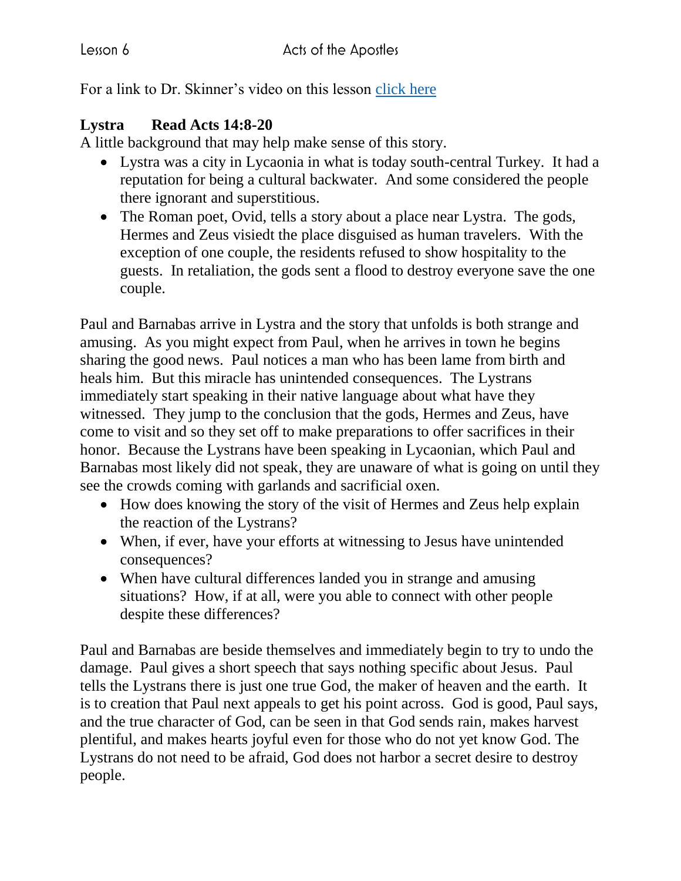Lesson 6 Acts of the Apostles

For a link to Dr. Skinner's video on this lesson [click here]

**Lystra Read Acts 14:8-20**

A little background that may help make sense of this story.

- Lystra was a city in Lycaonia in what is today south-central Turkey. It had a reputation for being a cultural backwater. And some considered the people there ignorant and superstitious.
- The Roman poet, Ovid, tells a story about a place near Lystra. The gods, Hermes and Zeus visiedt the place disguised as human travelers. With the exception of one couple, the residents refused to show hospitality to the guests. In retaliation, the gods sent a flood to destroy everyone save the one couple.

Paul and Barnabas arrive in Lystra and the story that unfolds is both strange and amusing. As you might expect from Paul, when he arrives in town he begins sharing the good news. Paul notices a man who has been lame from birth and heals him. But this miracle has unintended consequences. The Lystrans immediately start speaking in their native language about what have they witnessed. They jump to the conclusion that the gods, Hermes and Zeus, have come to visit and so they set off to make preparations to offer sacrifices in their honor. Because the Lystrans have been speaking in Lycaonian, which Paul and Barnabas most likely did not speak, they are unaware of what is going on until they see the crowds coming with garlands and sacrificial oxen.

- How does knowing the story of the visit of Hermes and Zeus help explain the reaction of the Lystrans?
- When, if ever, have your efforts at witnessing to Jesus have unintended consequences?
- When have cultural differences landed you in strange and amusing situations? How, if at all, were you able to connect with other people despite these differences?

Paul and Barnabas are beside themselves and immediately begin to try to undo the damage. Paul gives a short speech that says nothing specific about Jesus. Paul tells the Lystrans there is just one true God, the maker of heaven and the earth. It is to creation that Paul next appeals to get his point across. God is good, Paul says, and the true character of God, can be seen in that God sends rain, makes harvest plentiful, and makes hearts joyful even for those who do not yet know God. The Lystrans do not need to be afraid, God does not harbor a secret desire to destroy people.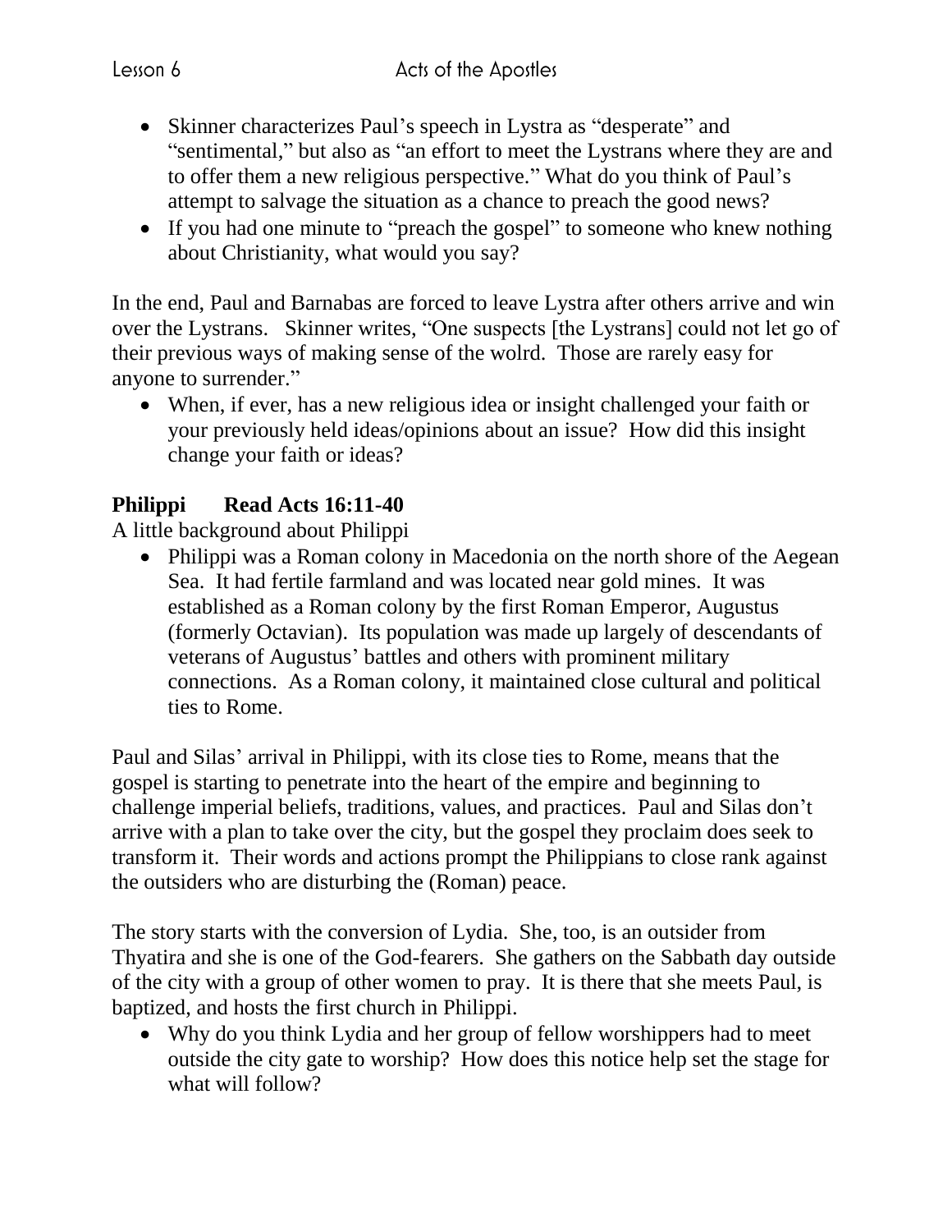- Skinner characterizes Paul's speech in Lystra as "desperate" and "sentimental," but also as "an effort to meet the Lystrans where they are and to offer them a new religious perspective." What do you think of Paul's attempt to salvage the situation as a chance to preach the good news?
- If you had one minute to "preach the gospel" to someone who knew nothing about Christianity, what would you say?

In the end, Paul and Barnabas are forced to leave Lystra after others arrive and win over the Lystrans. Skinner writes, "One suspects [the Lystrans] could not let go of their previous ways of making sense of the wolrd. Those are rarely easy for anyone to surrender."

- When, if ever, has a new religious idea or insight challenged your faith or your previously held ideas/opinions about an issue? How did this insight change your faith or ideas?

**Philippi Read Acts 16:11-40**

A little background about Philippi

- Philippi was a Roman colony in Macedonia on the north shore of the Aegean Sea. It had fertile farmland and was located near gold mines. It was established as a Roman colony by the first Roman Emperor, Augustus (formerly Octavian). Its population was made up largely of descendants of veterans of Augustus' battles and others with prominent military connections. As a Roman colony, it maintained close cultural and political ties to Rome.

Paul and Silas' arrival in Philippi, with its close ties to Rome, means that the gospel is starting to penetrate into the heart of the empire and beginning to challenge imperial beliefs, traditions, values, and practices. Paul and Silas don't arrive with a plan to take over the city, but the gospel they proclaim does seek to transform it. Their words and actions prompt the Philippians to close rank against the outsiders who are disturbing the (Roman) peace.

The story starts with the conversion of Lydia. She, too, is an outsider from Thyatira and she is one of the God-fearers. She gathers on the Sabbath day outside of the city with a group of other women to pray. It is there that she meets Paul, is baptized, and hosts the first church in Philippi.

- Why do you think Lydia and her group of fellow worshippers had to meet outside the city gate to worship? How does this notice help set the stage for what will follow?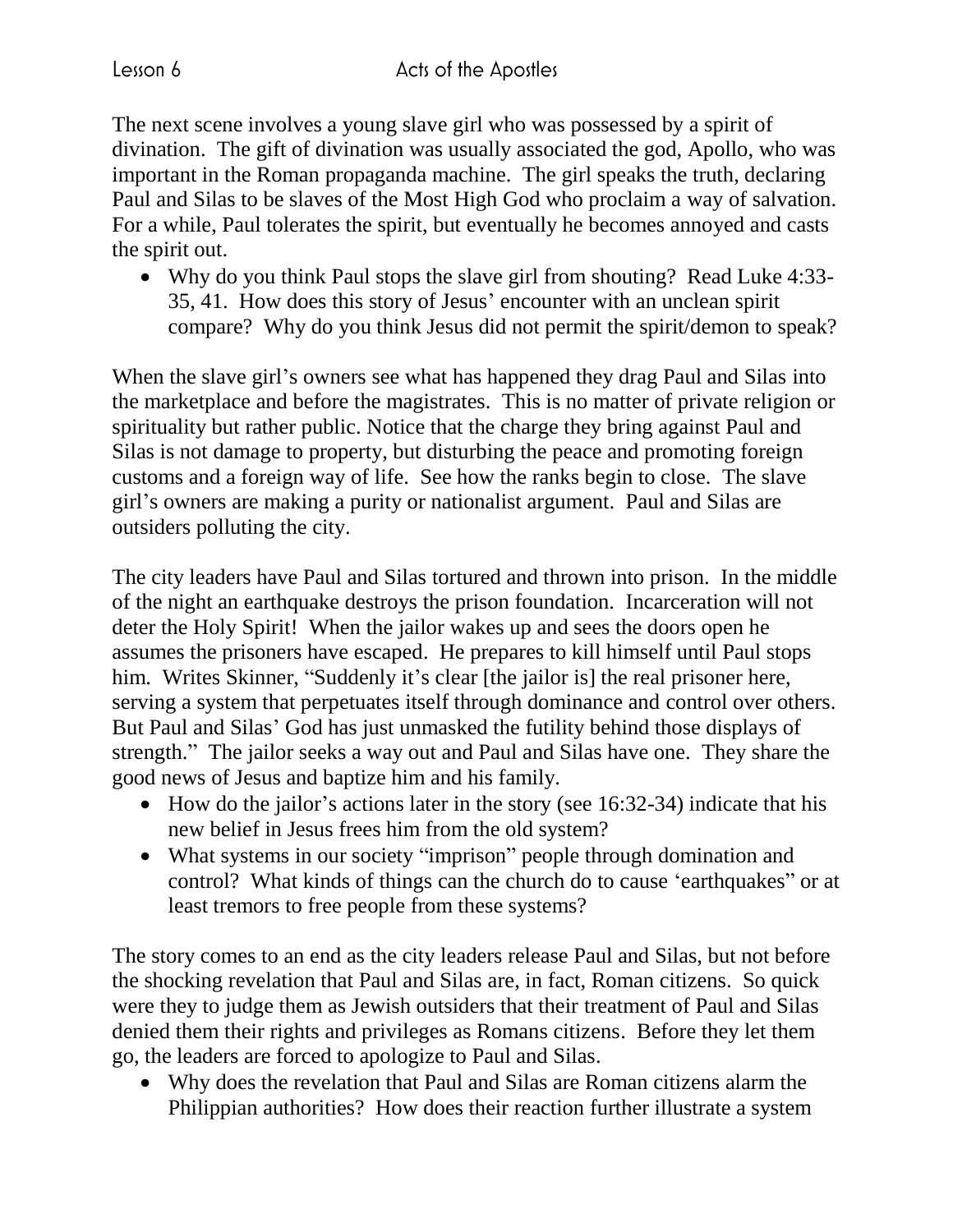The next scene involves a young slave girl who was possessed by a spirit of divination. The gift of divination was usually associated the god, Apollo, who was important in the Roman propaganda machine. The girl speaks the truth, declaring Paul and Silas to be slaves of the Most High God who proclaim a way of salvation. For a while, Paul tolerates the spirit, but eventually he becomes annoyed and casts the spirit out.

- Why do you think Paul stops the slave girl from shouting? Read Luke 4:33-35, 41. How does this story of Jesus' encounter with an unclean spirit compare? Why do you think Jesus did not permit the spirit/demon to speak?

When the slave girl's owners see what has happened they drag Paul and Silas into the marketplace and before the magistrates. This is no matter of private religion or spirituality but rather public. Notice that the charge they bring against Paul and Silas is not damage to property, but disturbing the peace and promoting foreign customs and a foreign way of life. See how the ranks begin to close. The slave girl's owners are making a purity or nationalist argument. Paul and Silas are outsiders polluting the city.

The city leaders have Paul and Silas tortured and thrown into prison. In the middle of the night an earthquake destroys the prison foundation. Incarceration will not deter the Holy Spirit! When the jailor wakes up and sees the doors open he assumes the prisoners have escaped. He prepares to kill himself until Paul stops him. Writes Skinner, "Suddenly it's clear [the jailor is] the real prisoner here, serving a system that perpetuates itself through dominance and control over others. But Paul and Silas' God has just unmasked the futility behind those displays of strength." The jailor seeks a way out and Paul and Silas have one. They share the good news of Jesus and baptize him and his family.

- How do the jailor's actions later in the story (see 16:32-34) indicate that his new belief in Jesus frees him from the old system?
- What systems in our society "imprison" people through domination and control? What kinds of things can the church do to cause 'earthquakes" or at least tremors to free people from these systems?

The story comes to an end as the city leaders release Paul and Silas, but not before the shocking revelation that Paul and Silas are, in fact, Roman citizens. So quick were they to judge them as Jewish outsiders that their treatment of Paul and Silas denied them their rights and privileges as Romans citizens. Before they let them go, the leaders are forced to apologize to Paul and Silas.

- Why does the revelation that Paul and Silas are Roman citizens alarm the Philippian authorities? How does their reaction further illustrate a system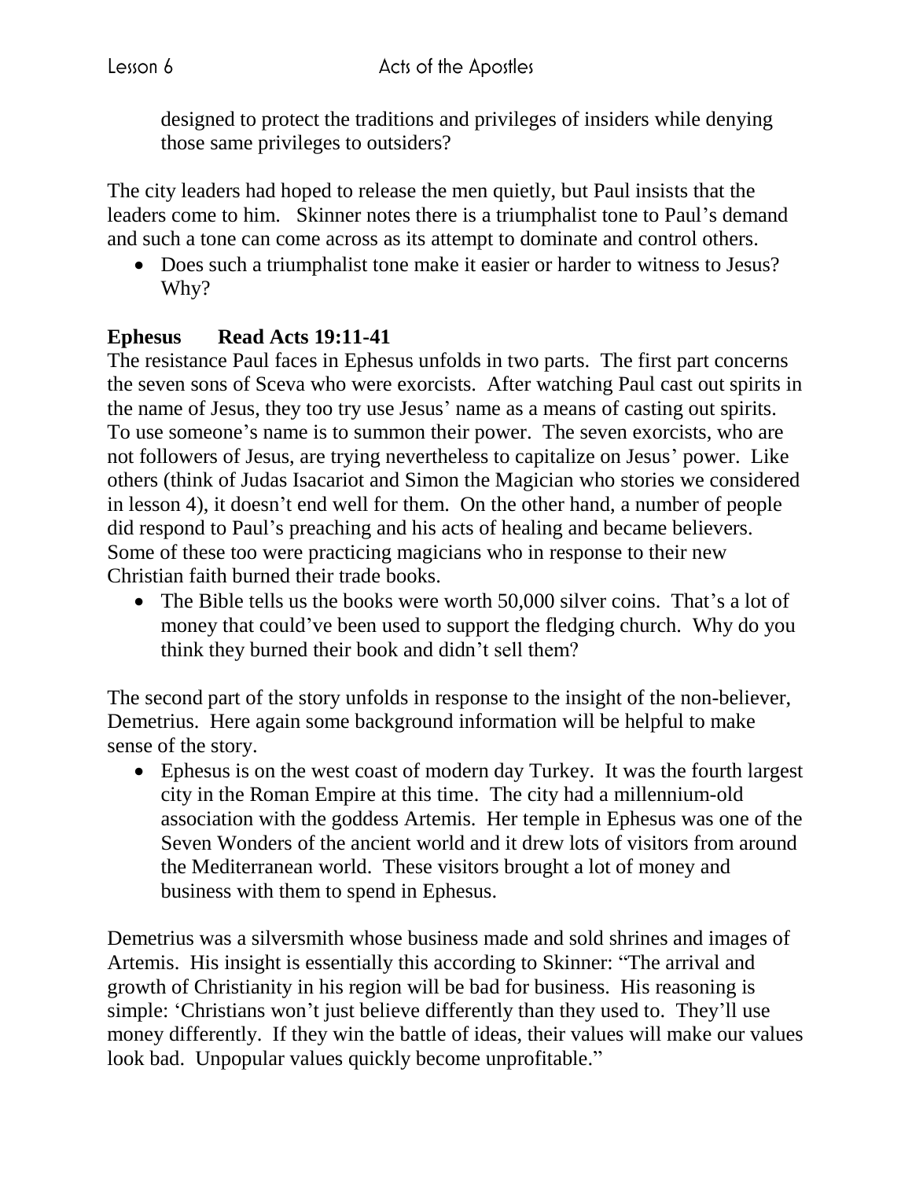designed to protect the traditions and privileges of insiders while denying those same privileges to outsiders?

The city leaders had hoped to release the men quietly, but Paul insists that the leaders come to him. Skinner notes there is a triumphalist tone to Paul's demand and such a tone can come across as its attempt to dominate and control others.

- Does such a triumphalist tone make it easier or harder to witness to Jesus? Why?

**Ephesus Read Acts 19:11-41**

The resistance Paul faces in Ephesus unfolds in two parts. The first part concerns the seven sons of Sceva who were exorcists. After watching Paul cast out spirits in the name of Jesus, they too try use Jesus' name as a means of casting out spirits. To use someone's name is to summon their power. The seven exorcists, who are not followers of Jesus, are trying nevertheless to capitalize on Jesus' power. Like others (think of Judas Isacariot and Simon the Magician who stories we considered in lesson 4), it doesn't end well for them. On the other hand, a number of people did respond to Paul's preaching and his acts of healing and became believers. Some of these too were practicing magicians who in response to their new Christian faith burned their trade books.

- The Bible tells us the books were worth 50,000 silver coins. That's a lot of money that could've been used to support the fledging church. Why do you think they burned their book and didn't sell them?

The second part of the story unfolds in response to the insight of the non-believer, Demetrius. Here again some background information will be helpful to make sense of the story.

- Ephesus is on the west coast of modern day Turkey. It was the fourth largest city in the Roman Empire at this time. The city had a millennium-old association with the goddess Artemis. Her temple in Ephesus was one of the Seven Wonders of the ancient world and it drew lots of visitors from around the Mediterranean world. These visitors brought a lot of money and business with them to spend in Ephesus.

Demetrius was a silversmith whose business made and sold shrines and images of Artemis. His insight is essentially this according to Skinner: "The arrival and growth of Christianity in his region will be bad for business. His reasoning is simple: 'Christians won't just believe differently than they used to. They'll use money differently. If they win the battle of ideas, their values will make our values look bad. Unpopular values quickly become unprofitable."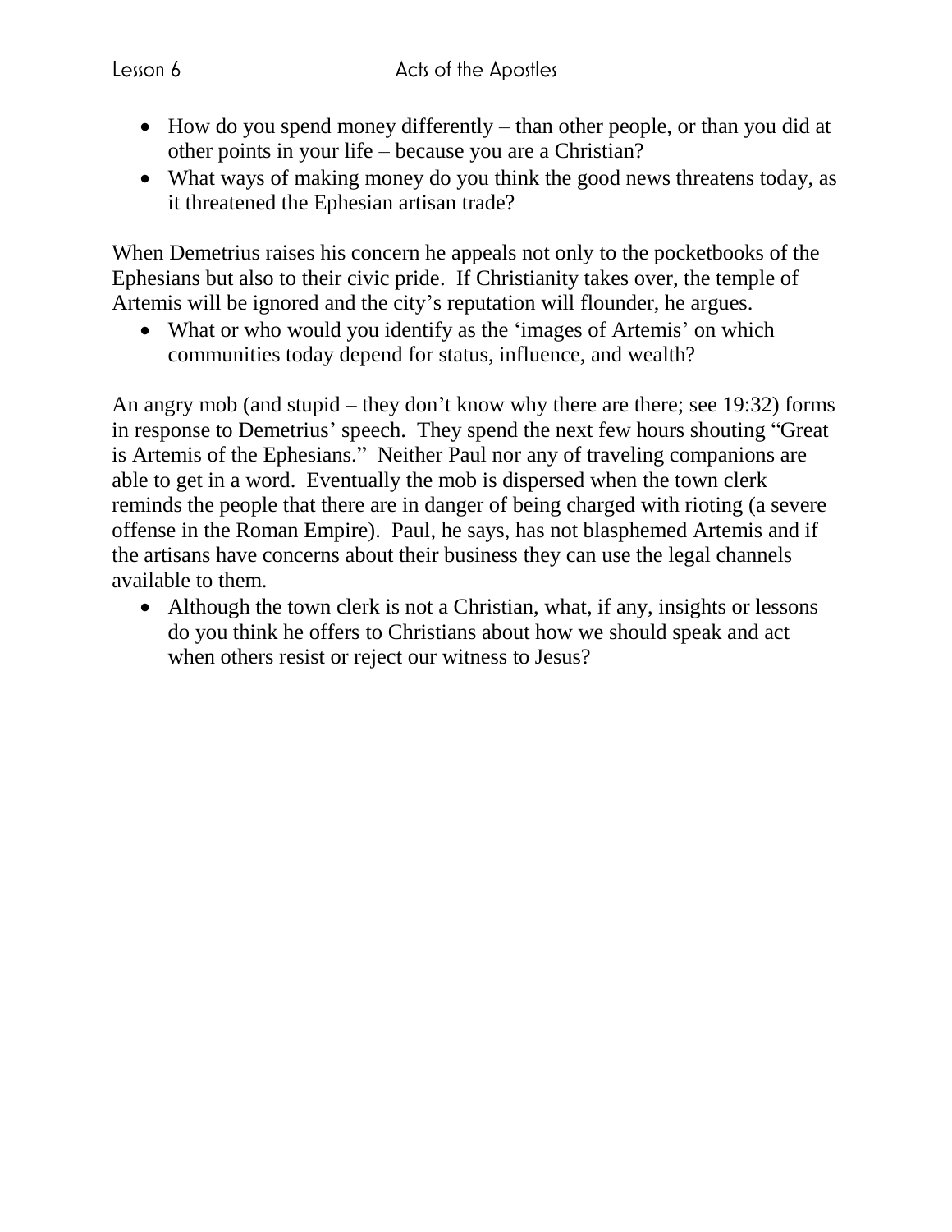- How do you spend money differently – than other people, or than you did at other points in your life – because you are a Christian?
- What ways of making money do you think the good news threatens today, as it threatened the Ephesian artisan trade?

When Demetrius raises his concern he appeals not only to the pocketbooks of the Ephesians but also to their civic pride. If Christianity takes over, the temple of Artemis will be ignored and the city's reputation will flounder, he argues.

- What or who would you identify as the 'images of Artemis' on which communities today depend for status, influence, and wealth?

An angry mob (and stupid – they don't know why there are there; see 19:32) forms in response to Demetrius' speech. They spend the next few hours shouting "Great is Artemis of the Ephesians." Neither Paul nor any of traveling companions are able to get in a word. Eventually the mob is dispersed when the town clerk reminds the people that there are in danger of being charged with rioting (a severe offense in the Roman Empire). Paul, he says, has not blasphemed Artemis and if the artisans have concerns about their business they can use the legal channels available to them.

- Although the town clerk is not a Christian, what, if any, insights or lessons do you think he offers to Christians about how we should speak and act when others resist or reject our witness to Jesus?